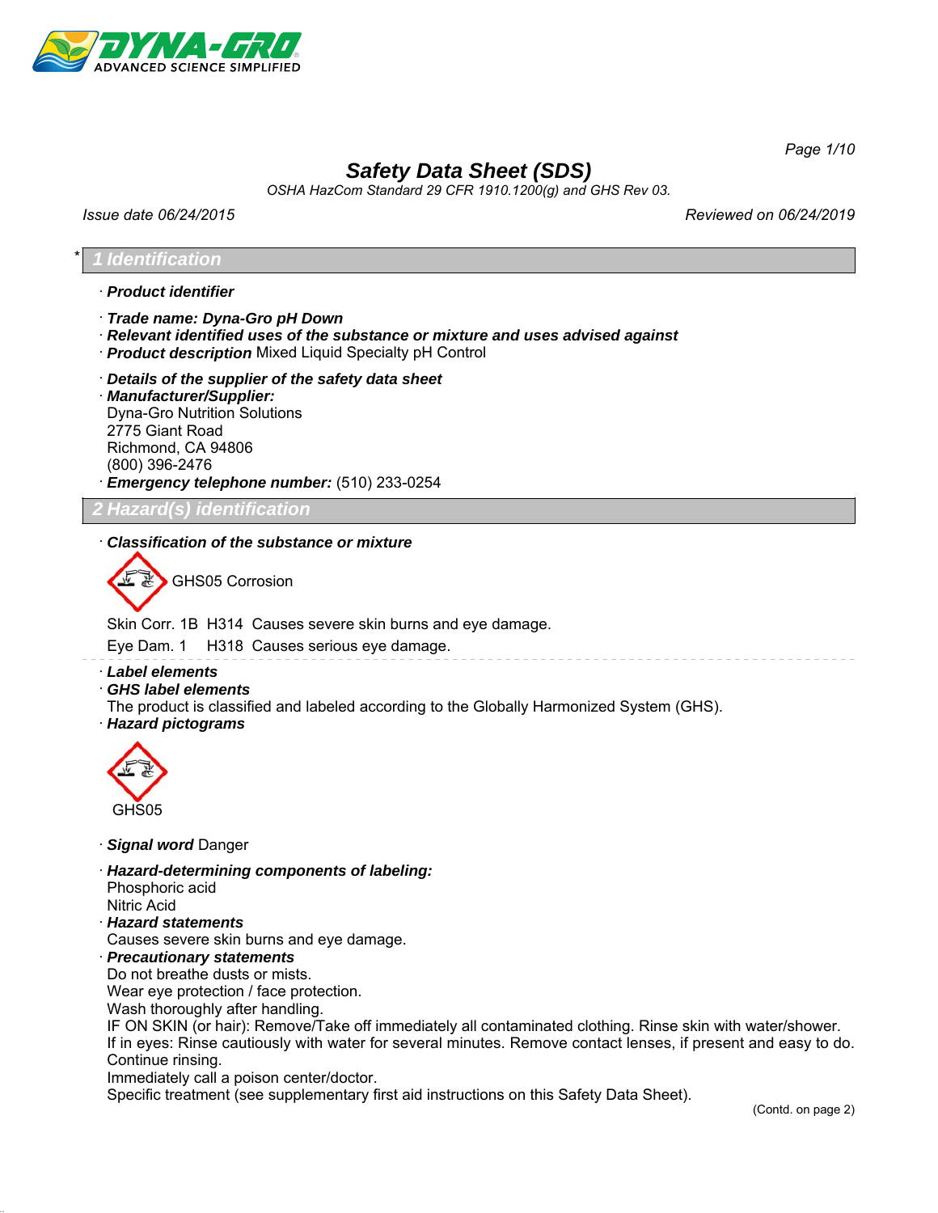# Safety Data Sheet (SDS)

*OSHA HazCom Standard 29 CFR 1910.1200(g) and GHS Rev 03.*

*Issue date 06/24/2015* | *Reviewed on 06/24/2019*

## * 1 Identification

· ***Product identifier***

· ***Trade name: Dyna-Gro pH Down***
· ***Relevant identified uses of the substance or mixture and uses advised against***
· ***Product description*** Mixed Liquid Specialty pH Control

· ***Details of the supplier of the safety data sheet***
· ***Manufacturer/Supplier:***
Dyna-Gro Nutrition Solutions
2775 Giant Road
Richmond, CA 94806
(800) 396-2476
· ***Emergency telephone number:*** (510) 233-0254

## 2 Hazard(s) identification

· ***Classification of the substance or mixture***

GHS05 Corrosion

Skin Corr. 1B H314 Causes severe skin burns and eye damage.

Eye Dam. 1 H318 Causes serious eye damage.

· ***Label elements***
· ***GHS label elements***
The product is classified and labeled according to the Globally Harmonized System (GHS).
· ***Hazard pictograms***

GHS05

· ***Signal word*** Danger

· ***Hazard-determining components of labeling:***
Phosphoric acid
Nitric Acid
· ***Hazard statements***
Causes severe skin burns and eye damage.
· ***Precautionary statements***
Do not breathe dusts or mists.
Wear eye protection / face protection.
Wash thoroughly after handling.
IF ON SKIN (or hair): Remove/Take off immediately all contaminated clothing. Rinse skin with water/shower.
If in eyes: Rinse cautiously with water for several minutes. Remove contact lenses, if present and easy to do. Continue rinsing.
Immediately call a poison center/doctor.
Specific treatment (see supplementary first aid instructions on this Safety Data Sheet).

(Contd. on page 2)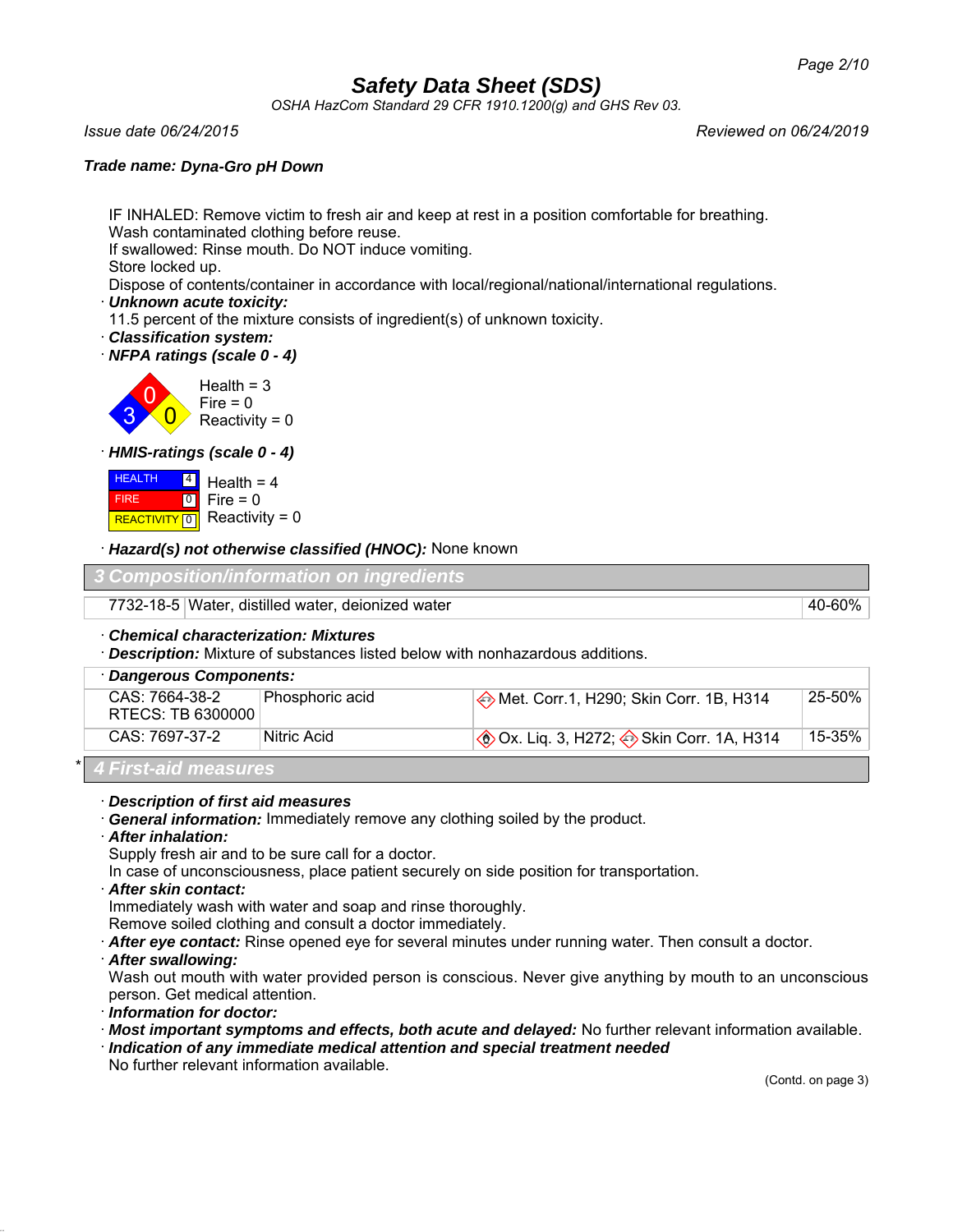# Safety Data Sheet (SDS)

*OSHA HazCom Standard 29 CFR 1910.1200(g) and GHS Rev 03.*

*Issue date 06/24/2015* *Reviewed on 06/24/2019*

***Trade name: Dyna-Gro pH Down***

IF INHALED: Remove victim to fresh air and keep at rest in a position comfortable for breathing.
Wash contaminated clothing before reuse.
If swallowed: Rinse mouth. Do NOT induce vomiting.
Store locked up.
Dispose of contents/container in accordance with local/regional/national/international regulations.

· ***Unknown acute toxicity:***
11.5 percent of the mixture consists of ingredient(s) of unknown toxicity.

· ***Classification system:***

· ***NFPA ratings (scale 0 - 4)***

Health = 3
Fire = 0
Reactivity = 0

· ***HMIS-ratings (scale 0 - 4)***

| | | |
|---|---|---|
| HEALTH | 4 | Health = 4 |
| FIRE | 0 | Fire = 0 |
| REACTIVITY | 0 | Reactivity = 0 |

· ***Hazard(s) not otherwise classified (HNOC):*** None known

## 3 Composition/information on ingredients

| | | |
|---|---|---|
| 7732-18-5 | Water, distilled water, deionized water | 40-60% |

· ***Chemical characterization: Mixtures***
· ***Description:*** Mixture of substances listed below with nonhazardous additions.

| · **Dangerous Components:** | | | |
|---|---|---|---|
| CAS: 7664-38-2<br>RTECS: TB 6300000 | Phosphoric acid | Met. Corr.1, H290; Skin Corr. 1B, H314 | 25-50% |
| CAS: 7697-37-2 | Nitric Acid | Ox. Liq. 3, H272; Skin Corr. 1A, H314 | 15-35% |

## * 4 First-aid measures

· ***Description of first aid measures***
· ***General information:*** Immediately remove any clothing soiled by the product.
· ***After inhalation:***
Supply fresh air and to be sure call for a doctor.
In case of unconsciousness, place patient securely on side position for transportation.
· ***After skin contact:***
Immediately wash with water and soap and rinse thoroughly.
Remove soiled clothing and consult a doctor immediately.
· ***After eye contact:*** Rinse opened eye for several minutes under running water. Then consult a doctor.
· ***After swallowing:***
Wash out mouth with water provided person is conscious. Never give anything by mouth to an unconscious person. Get medical attention.
· ***Information for doctor:***
· ***Most important symptoms and effects, both acute and delayed:*** No further relevant information available.
· ***Indication of any immediate medical attention and special treatment needed***
No further relevant information available.

(Contd. on page 3)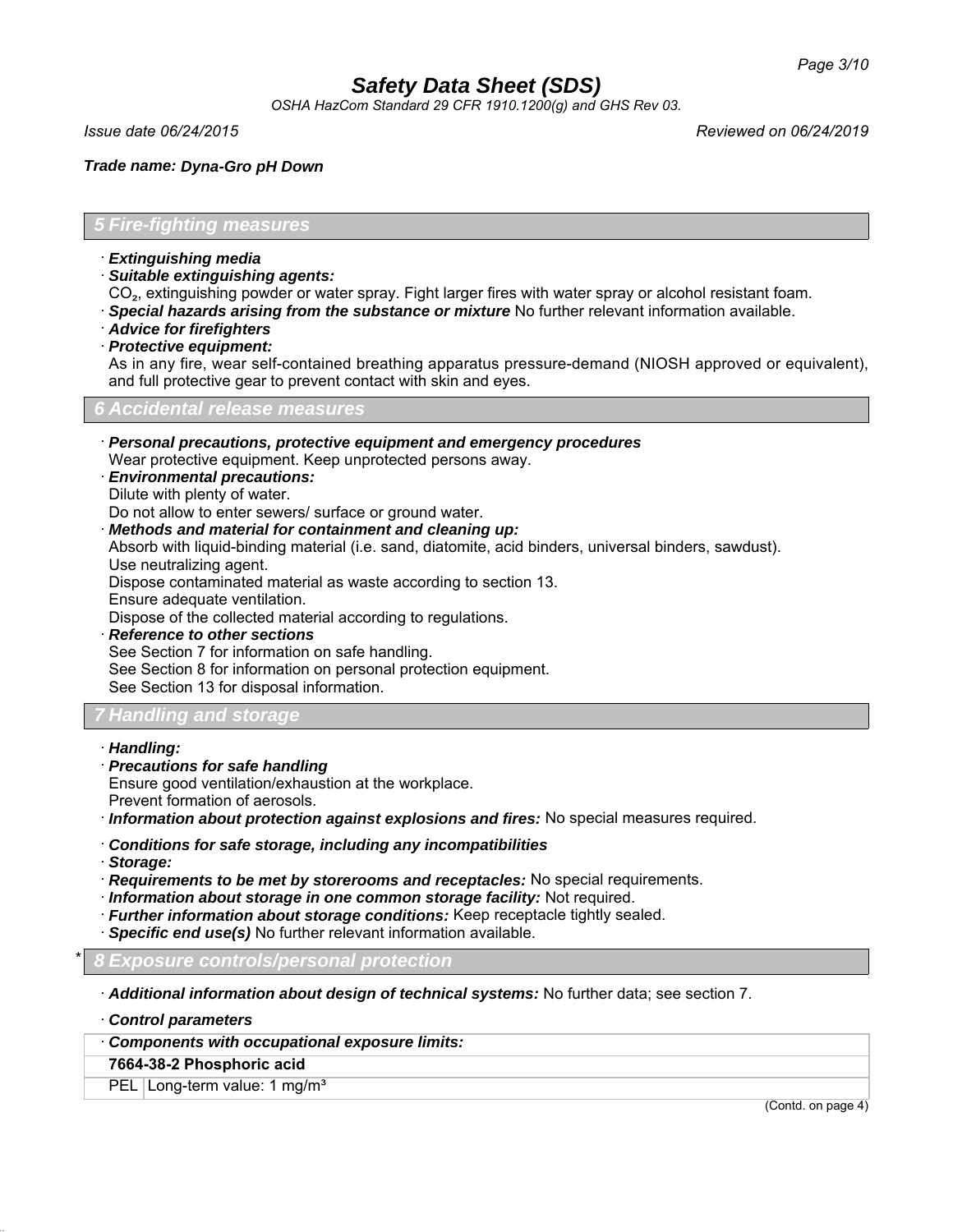*Trade name:* ***Dyna-Gro pH Down***

## 5 Fire-fighting measures

· ***Extinguishing media***
· ***Suitable extinguishing agents:***
$CO_2$, extinguishing powder or water spray. Fight larger fires with water spray or alcohol resistant foam.
· ***Special hazards arising from the substance or mixture*** No further relevant information available.
· ***Advice for firefighters***
· ***Protective equipment:***
As in any fire, wear self-contained breathing apparatus pressure-demand (NIOSH approved or equivalent), and full protective gear to prevent contact with skin and eyes.

## 6 Accidental release measures

· ***Personal precautions, protective equipment and emergency procedures***
Wear protective equipment. Keep unprotected persons away.
· ***Environmental precautions:***
Dilute with plenty of water.
Do not allow to enter sewers/ surface or ground water.
· ***Methods and material for containment and cleaning up:***
Absorb with liquid-binding material (i.e. sand, diatomite, acid binders, universal binders, sawdust).
Use neutralizing agent.
Dispose contaminated material as waste according to section 13.
Ensure adequate ventilation.
Dispose of the collected material according to regulations.
· ***Reference to other sections***
See Section 7 for information on safe handling.
See Section 8 for information on personal protection equipment.
See Section 13 for disposal information.

## 7 Handling and storage

· ***Handling:***
· ***Precautions for safe handling***
Ensure good ventilation/exhaustion at the workplace.
Prevent formation of aerosols.
· ***Information about protection against explosions and fires:*** No special measures required.

· ***Conditions for safe storage, including any incompatibilities***
· ***Storage:***
· ***Requirements to be met by storerooms and receptacles:*** No special requirements.
· ***Information about storage in one common storage facility:*** Not required.
· ***Further information about storage conditions:*** Keep receptacle tightly sealed.
· ***Specific end use(s)*** No further relevant information available.

## * 8 Exposure controls/personal protection

· ***Additional information about design of technical systems:*** No further data; see section 7.

· ***Control parameters***

| · ***Components with occupational exposure limits:*** | |
|---|---|
| **7664-38-2 Phosphoric acid** | |
| PEL | Long-term value: 1 mg/m³ |

(Contd. on page 4)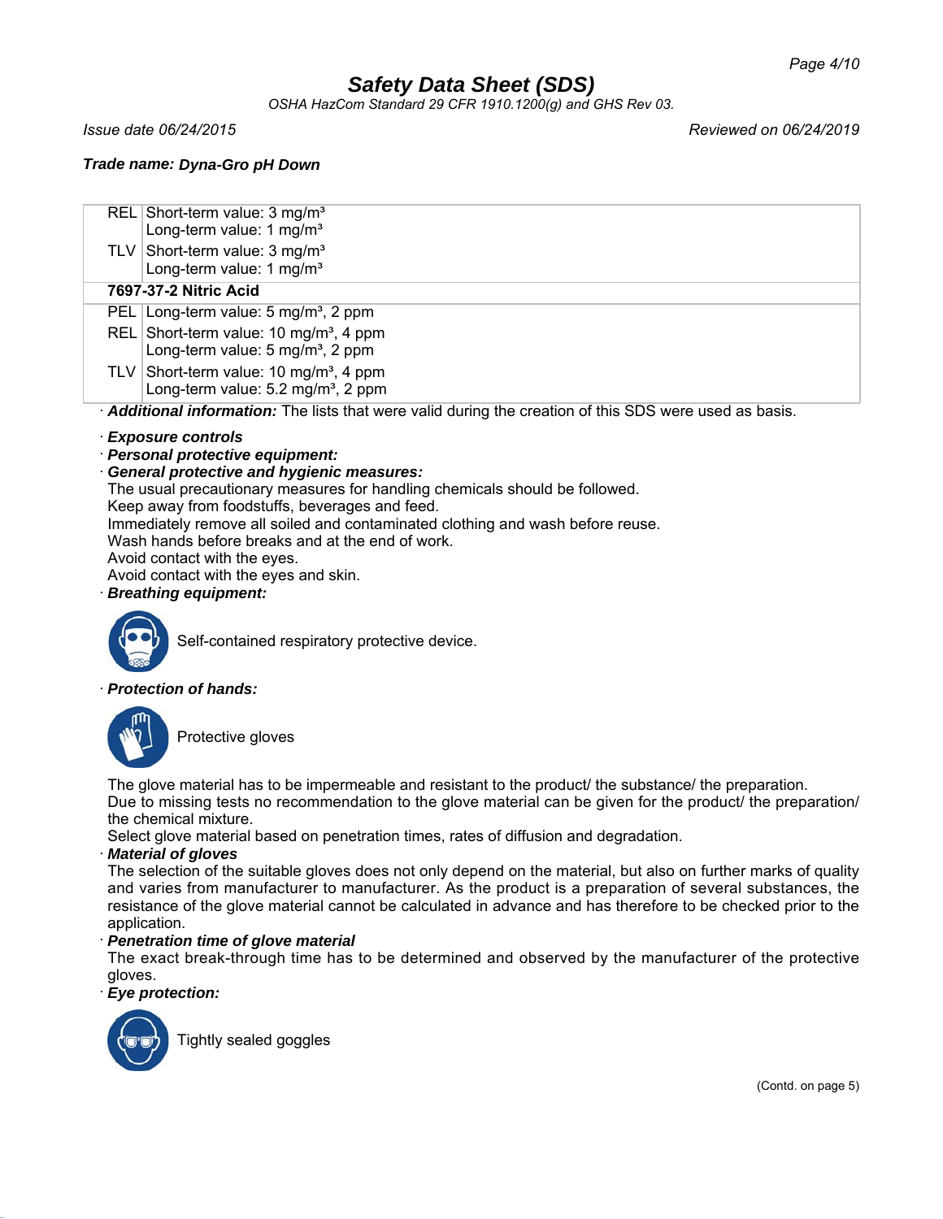## Safety Data Sheet (SDS)

*OSHA HazCom Standard 29 CFR 1910.1200(g) and GHS Rev 03.*

*Issue date 06/24/2015* — *Reviewed on 06/24/2019*

**Trade name: Dyna-Gro pH Down**

| | |
|---|---|
| REL | Short-term value: 3 mg/m³<br>Long-term value: 1 mg/m³ |
| TLV | Short-term value: 3 mg/m³<br>Long-term value: 1 mg/m³ |
| **7697-37-2 Nitric Acid** | |
| PEL | Long-term value: 5 mg/m³, 2 ppm |
| REL | Short-term value: 10 mg/m³, 4 ppm<br>Long-term value: 5 mg/m³, 2 ppm |
| TLV | Short-term value: 10 mg/m³, 4 ppm<br>Long-term value: 5.2 mg/m³, 2 ppm |

· ***Additional information:*** The lists that were valid during the creation of this SDS were used as basis.

· ***Exposure controls***

· ***Personal protective equipment:***

· ***General protective and hygienic measures:***

The usual precautionary measures for handling chemicals should be followed.
Keep away from foodstuffs, beverages and feed.
Immediately remove all soiled and contaminated clothing and wash before reuse.
Wash hands before breaks and at the end of work.
Avoid contact with the eyes.
Avoid contact with the eyes and skin.

· ***Breathing equipment:***

Self-contained respiratory protective device.

· ***Protection of hands:***

Protective gloves

The glove material has to be impermeable and resistant to the product/ the substance/ the preparation.
Due to missing tests no recommendation to the glove material can be given for the product/ the preparation/ the chemical mixture.
Select glove material based on penetration times, rates of diffusion and degradation.

· ***Material of gloves***

The selection of the suitable gloves does not only depend on the material, but also on further marks of quality and varies from manufacturer to manufacturer. As the product is a preparation of several substances, the resistance of the glove material cannot be calculated in advance and has therefore to be checked prior to the application.

· ***Penetration time of glove material***

The exact break-through time has to be determined and observed by the manufacturer of the protective gloves.

· ***Eye protection:***

Tightly sealed goggles

(Contd. on page 5)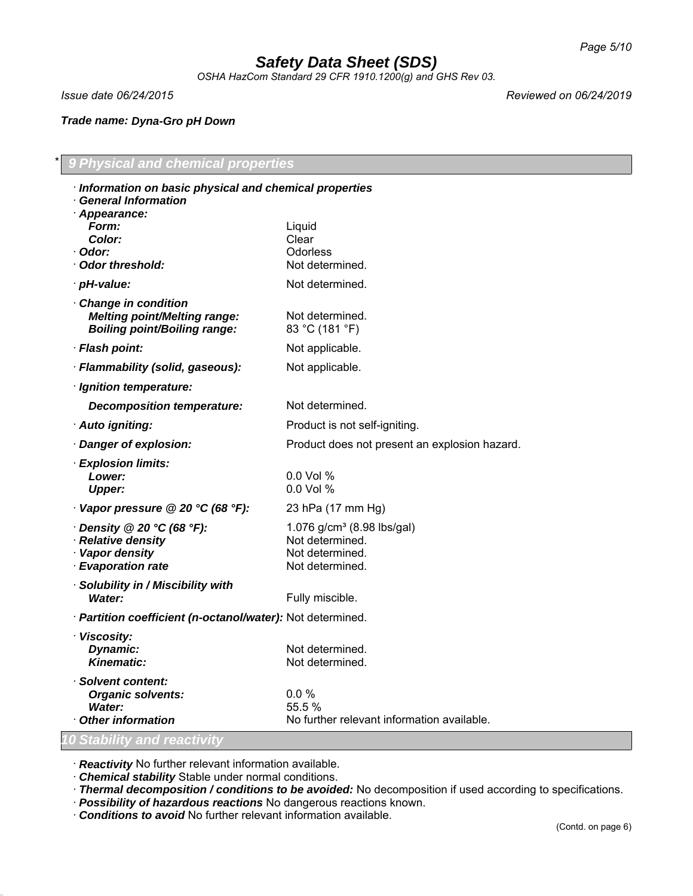## * 9 Physical and chemical properties

· **Information on basic physical and chemical properties**
· **General Information**

| Property | Value |
|---|---|
| · **Appearance:** | |
| **Form:** | Liquid |
| **Color:** | Clear |
| · **Odor:** | Odorless |
| · **Odor threshold:** | Not determined. |
| · **pH-value:** | Not determined. |
| · **Change in condition** | |
| **Melting point/Melting range:** | Not determined. |
| **Boiling point/Boiling range:** | 83 °C (181 °F) |
| · **Flash point:** | Not applicable. |
| · **Flammability (solid, gaseous):** | Not applicable. |
| · **Ignition temperature:** | |
| **Decomposition temperature:** | Not determined. |
| · **Auto igniting:** | Product is not self-igniting. |
| · **Danger of explosion:** | Product does not present an explosion hazard. |
| · **Explosion limits:** | |
| **Lower:** | 0.0 Vol % |
| **Upper:** | 0.0 Vol % |
| · **Vapor pressure @ 20 °C (68 °F):** | 23 hPa (17 mm Hg) |
| · **Density @ 20 °C (68 °F):** | 1.076 g/cm³ (8.98 lbs/gal) |
| · **Relative density** | Not determined. |
| · **Vapor density** | Not determined. |
| · **Evaporation rate** | Not determined. |
| · **Solubility in / Miscibility with** | |
| **Water:** | Fully miscible. |
| · **Partition coefficient (n-octanol/water):** | Not determined. |
| · **Viscosity:** | |
| **Dynamic:** | Not determined. |
| **Kinematic:** | Not determined. |
| · **Solvent content:** | |
| **Organic solvents:** | 0.0 % |
| **Water:** | 55.5 % |
| · **Other information** | No further relevant information available. |

## 10 Stability and reactivity

· **Reactivity** No further relevant information available.
· **Chemical stability** Stable under normal conditions.
· **Thermal decomposition / conditions to be avoided:** No decomposition if used according to specifications.
· **Possibility of hazardous reactions** No dangerous reactions known.
· **Conditions to avoid** No further relevant information available.

(Contd. on page 6)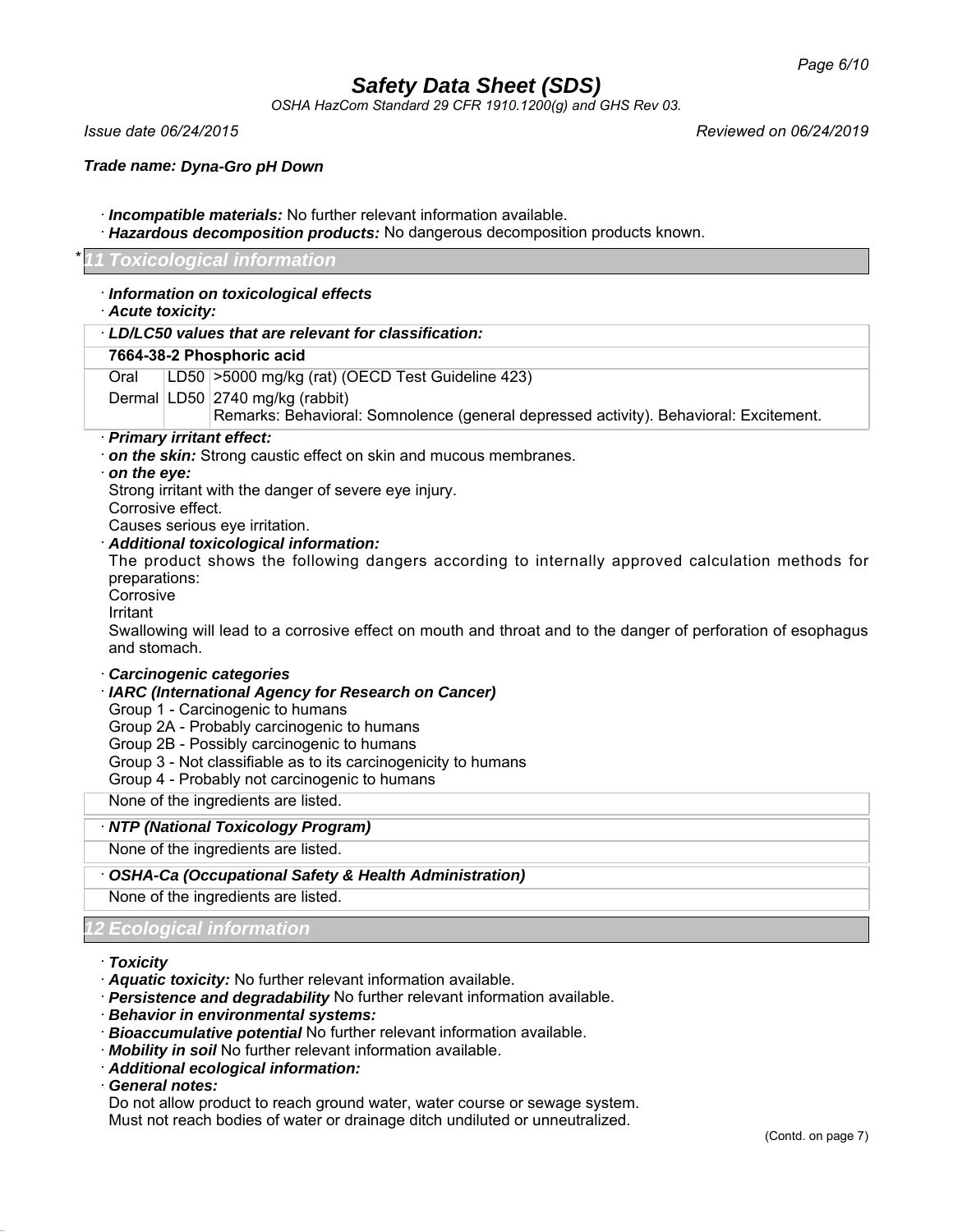**Trade name: Dyna-Gro pH Down**

· **Incompatible materials:** No further relevant information available.
· **Hazardous decomposition products:** No dangerous decomposition products known.

## * 11 Toxicological information

· **Information on toxicological effects**
· **Acute toxicity:**

| · **LD/LC50 values that are relevant for classification:** | | |
|---|---|---|
| **7664-38-2 Phosphoric acid** | | |
| Oral | LD50 | >5000 mg/kg (rat) (OECD Test Guideline 423) |
| Dermal | LD50 | 2740 mg/kg (rabbit)<br>Remarks: Behavioral: Somnolence (general depressed activity). Behavioral: Excitement. |

· **Primary irritant effect:**
· **on the skin:** Strong caustic effect on skin and mucous membranes.
· **on the eye:**
Strong irritant with the danger of severe eye injury.
Corrosive effect.
Causes serious eye irritation.
· **Additional toxicological information:**
The product shows the following dangers according to internally approved calculation methods for preparations:
Corrosive
Irritant
Swallowing will lead to a corrosive effect on mouth and throat and to the danger of perforation of esophagus and stomach.

· **Carcinogenic categories**
· **IARC (International Agency for Research on Cancer)**
Group 1 - Carcinogenic to humans
Group 2A - Probably carcinogenic to humans
Group 2B - Possibly carcinogenic to humans
Group 3 - Not classifiable as to its carcinogenicity to humans
Group 4 - Probably not carcinogenic to humans

None of the ingredients are listed.

· **NTP (National Toxicology Program)**

None of the ingredients are listed.

· **OSHA-Ca (Occupational Safety & Health Administration)**

None of the ingredients are listed.

## 12 Ecological information

· **Toxicity**
· **Aquatic toxicity:** No further relevant information available.
· **Persistence and degradability** No further relevant information available.
· **Behavior in environmental systems:**
· **Bioaccumulative potential** No further relevant information available.
· **Mobility in soil** No further relevant information available.
· **Additional ecological information:**
· **General notes:**
Do not allow product to reach ground water, water course or sewage system.
Must not reach bodies of water or drainage ditch undiluted or unneutralized.

(Contd. on page 7)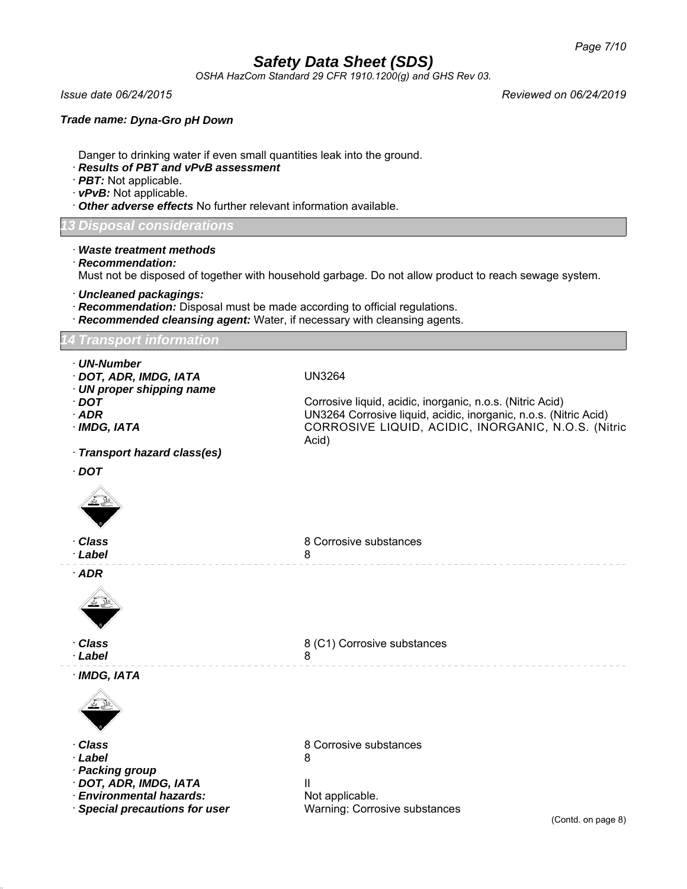Danger to drinking water if even small quantities leak into the ground.

· **Results of PBT and vPvB assessment**
· **PBT:** Not applicable.
· **vPvB:** Not applicable.
· **Other adverse effects** No further relevant information available.

## 13 Disposal considerations

· **Waste treatment methods**
· **Recommendation:**
Must not be disposed of together with household garbage. Do not allow product to reach sewage system.

· **Uncleaned packagings:**
· **Recommendation:** Disposal must be made according to official regulations.
· **Recommended cleansing agent:** Water, if necessary with cleansing agents.

## 14 Transport information

· **UN-Number**
· **DOT, ADR, IMDG, IATA** UN3264
· **UN proper shipping name**
· **DOT** Corrosive liquid, acidic, inorganic, n.o.s. (Nitric Acid)
· **ADR** UN3264 Corrosive liquid, acidic, inorganic, n.o.s. (Nitric Acid)
· **IMDG, IATA** CORROSIVE LIQUID, ACIDIC, INORGANIC, N.O.S. (Nitric Acid)

· **Transport hazard class(es)**

· **DOT**

· **Class** 8 Corrosive substances
· **Label** 8

· **ADR**

· **Class** 8 (C1) Corrosive substances
· **Label** 8

· **IMDG, IATA**

· **Class** 8 Corrosive substances
· **Label** 8
· **Packing group**
· **DOT, ADR, IMDG, IATA** II
· **Environmental hazards:** Not applicable.
· **Special precautions for user** Warning: Corrosive substances

(Contd. on page 8)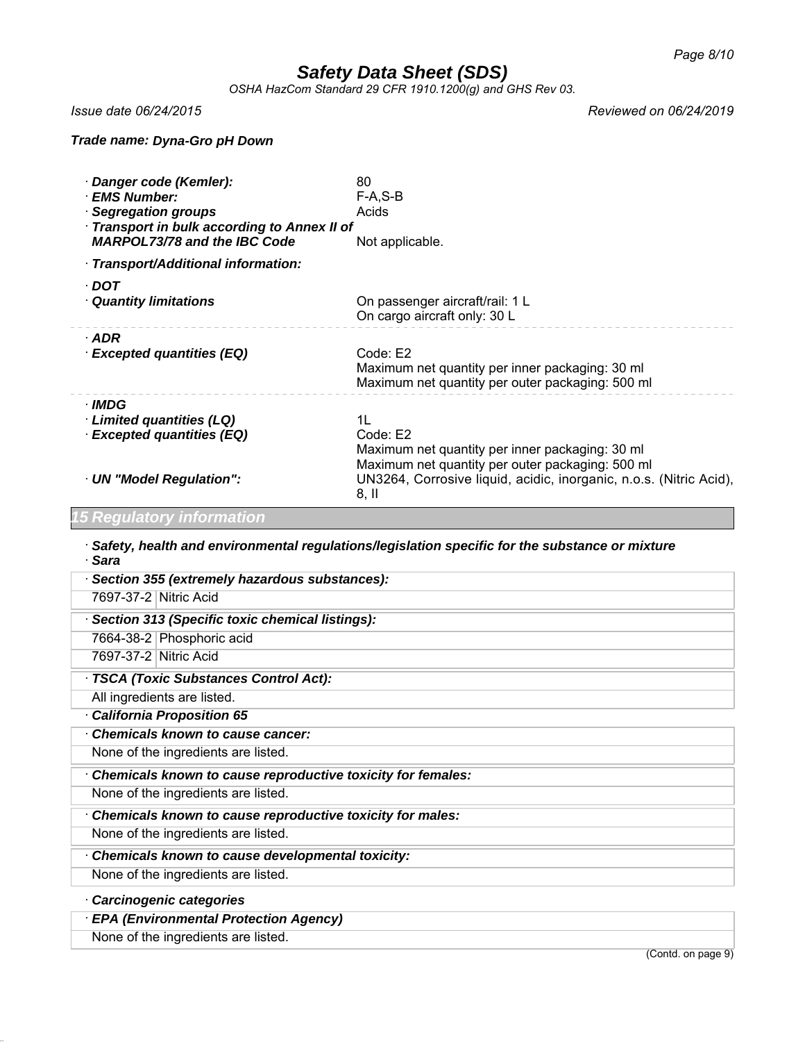**Trade name: Dyna-Gro pH Down**

· **Danger code (Kemler):** 80
· **EMS Number:** F-A,S-B
· **Segregation groups** Acids
· **Transport in bulk according to Annex II of MARPOL73/78 and the IBC Code** Not applicable.

· **Transport/Additional information:**

· **DOT**
· **Quantity limitations** On passenger aircraft/rail: 1 L
On cargo aircraft only: 30 L

· **ADR**
· **Excepted quantities (EQ)** Code: E2
Maximum net quantity per inner packaging: 30 ml
Maximum net quantity per outer packaging: 500 ml

· **IMDG**
· **Limited quantities (LQ)** 1L
· **Excepted quantities (EQ)** Code: E2
Maximum net quantity per inner packaging: 30 ml
Maximum net quantity per outer packaging: 500 ml
· **UN "Model Regulation":** UN3264, Corrosive liquid, acidic, inorganic, n.o.s. (Nitric Acid), 8, II

## 15 Regulatory information

· ***Safety, health and environmental regulations/legislation specific for the substance or mixture***
· ***Sara***

· ***Section 355 (extremely hazardous substances):***

| | |
|---|---|
| 7697-37-2 | Nitric Acid |

· ***Section 313 (Specific toxic chemical listings):***

| | |
|---|---|
| 7664-38-2 | Phosphoric acid |
| 7697-37-2 | Nitric Acid |

· ***TSCA (Toxic Substances Control Act):***

All ingredients are listed.

· ***California Proposition 65***

· ***Chemicals known to cause cancer:***

None of the ingredients are listed.

· ***Chemicals known to cause reproductive toxicity for females:***

None of the ingredients are listed.

· ***Chemicals known to cause reproductive toxicity for males:***

None of the ingredients are listed.

· ***Chemicals known to cause developmental toxicity:***

None of the ingredients are listed.

· ***Carcinogenic categories***

· ***EPA (Environmental Protection Agency)***

None of the ingredients are listed.

(Contd. on page 9)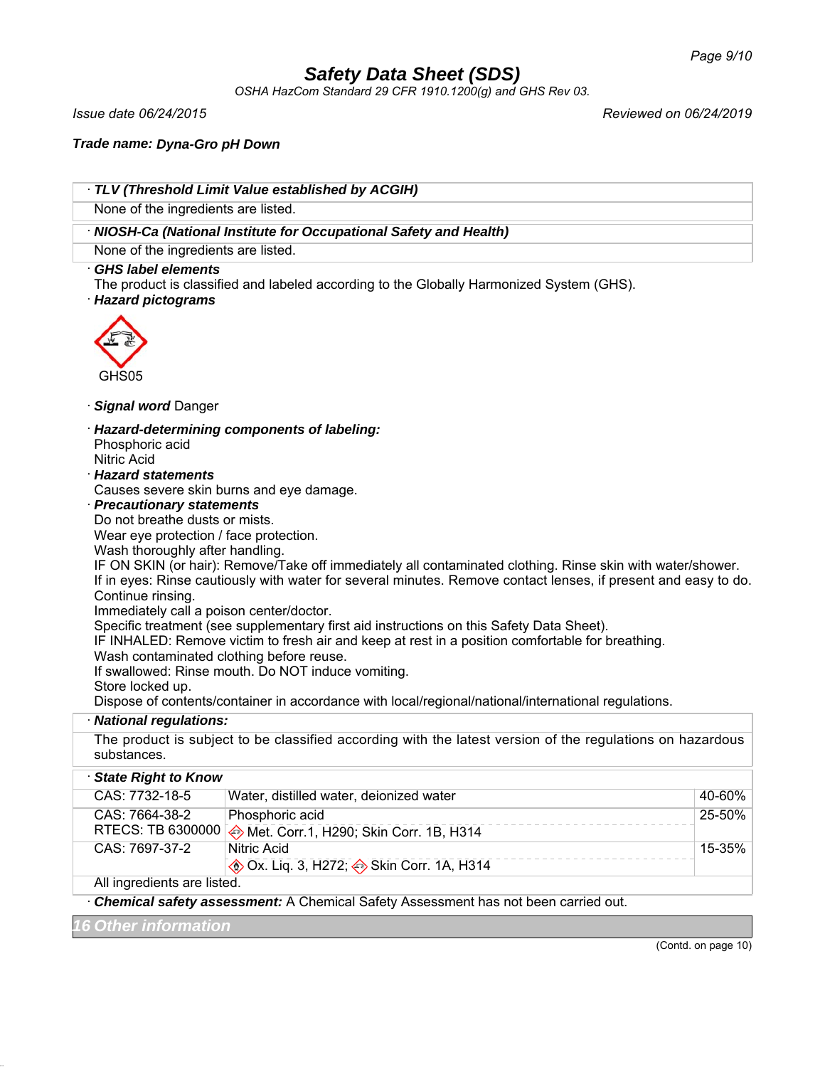**Trade name: Dyna-Gro pH Down**

· ***TLV (Threshold Limit Value established by ACGIH)***

None of the ingredients are listed.

· ***NIOSH-Ca (National Institute for Occupational Safety and Health)***

None of the ingredients are listed.

· ***GHS label elements***

The product is classified and labeled according to the Globally Harmonized System (GHS).

· ***Hazard pictograms***

GHS05

· ***Signal word*** Danger

· ***Hazard-determining components of labeling:***

Phosphoric acid
Nitric Acid

· ***Hazard statements***

Causes severe skin burns and eye damage.

· ***Precautionary statements***

Do not breathe dusts or mists.
Wear eye protection / face protection.
Wash thoroughly after handling.
IF ON SKIN (or hair): Remove/Take off immediately all contaminated clothing. Rinse skin with water/shower.
If in eyes: Rinse cautiously with water for several minutes. Remove contact lenses, if present and easy to do. Continue rinsing.
Immediately call a poison center/doctor.
Specific treatment (see supplementary first aid instructions on this Safety Data Sheet).
IF INHALED: Remove victim to fresh air and keep at rest in a position comfortable for breathing.
Wash contaminated clothing before reuse.
If swallowed: Rinse mouth. Do NOT induce vomiting.
Store locked up.
Dispose of contents/container in accordance with local/regional/national/international regulations.

· ***National regulations:***

The product is subject to be classified according with the latest version of the regulations on hazardous substances.

· ***State Right to Know***

| | | |
|---|---|---|
| CAS: 7732-18-5 | Water, distilled water, deionized water | 40-60% |
| CAS: 7664-38-2<br>RTECS: TB 6300000 | Phosphoric acid<br>Met. Corr.1, H290; Skin Corr. 1B, H314 | 25-50% |
| CAS: 7697-37-2 | Nitric Acid<br>Ox. Liq. 3, H272; Skin Corr. 1A, H314 | 15-35% |

All ingredients are listed.

· ***Chemical safety assessment:*** A Chemical Safety Assessment has not been carried out.

## 16 Other information

(Contd. on page 10)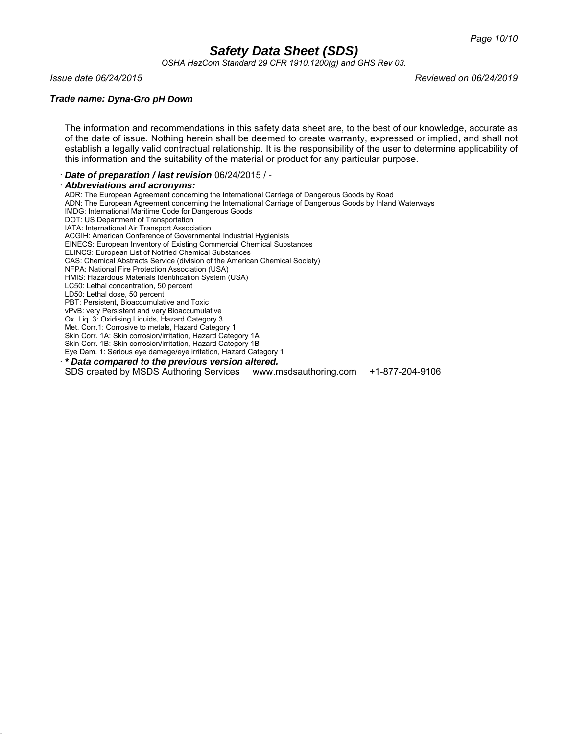The information and recommendations in this safety data sheet are, to the best of our knowledge, accurate as of the date of issue. Nothing herein shall be deemed to create warranty, expressed or implied, and shall not establish a legally valid contractual relationship. It is the responsibility of the user to determine applicability of this information and the suitability of the material or product for any particular purpose.

· ***Date of preparation / last revision*** 06/24/2015 / -

· ***Abbreviations and acronyms:***

ADR: The European Agreement concerning the International Carriage of Dangerous Goods by Road
ADN: The European Agreement concerning the International Carriage of Dangerous Goods by Inland Waterways
IMDG: International Maritime Code for Dangerous Goods
DOT: US Department of Transportation
IATA: International Air Transport Association
ACGIH: American Conference of Governmental Industrial Hygienists
EINECS: European Inventory of Existing Commercial Chemical Substances
ELINCS: European List of Notified Chemical Substances
CAS: Chemical Abstracts Service (division of the American Chemical Society)
NFPA: National Fire Protection Association (USA)
HMIS: Hazardous Materials Identification System (USA)
LC50: Lethal concentration, 50 percent
LD50: Lethal dose, 50 percent
PBT: Persistent, Bioaccumulative and Toxic
vPvB: very Persistent and very Bioaccumulative
Ox. Liq. 3: Oxidising Liquids, Hazard Category 3
Met. Corr.1: Corrosive to metals, Hazard Category 1
Skin Corr. 1A: Skin corrosion/irritation, Hazard Category 1A
Skin Corr. 1B: Skin corrosion/irritation, Hazard Category 1B
Eye Dam. 1: Serious eye damage/eye irritation, Hazard Category 1

· ***\* Data compared to the previous version altered.***

SDS created by MSDS Authoring Services www.msdsauthoring.com +1-877-204-9106